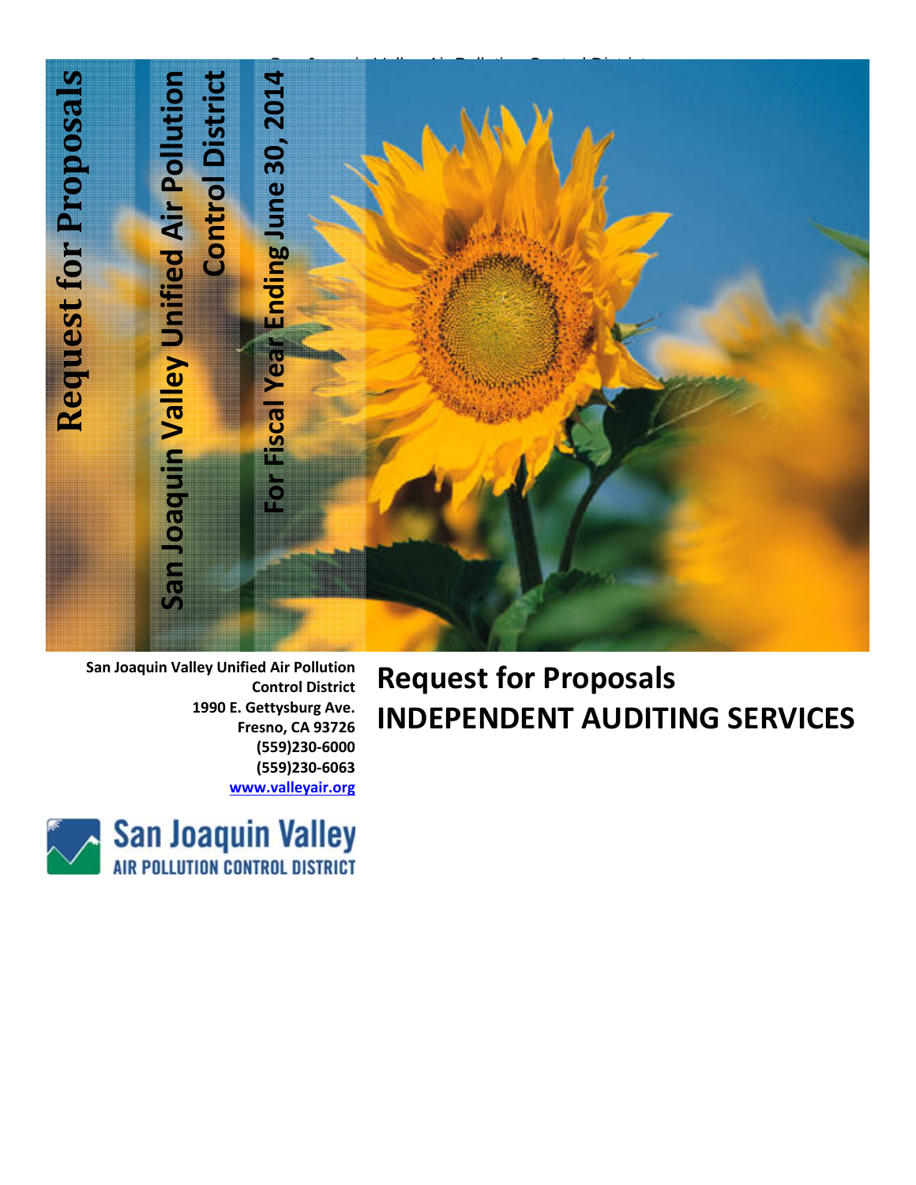# Request for Proposals

## San Joaquin Valley Unified Air Pollution Control District

## For Fiscal Year Ending June 30, 2014

**San Joaquin Valley Unified Air Pollution Control District**
**1990 E. Gettysburg Ave.**
**Fresno, CA 93726**
**(559)230-6000**
**(559)230-6063**
**www.valleyair.org**

# Request for Proposals
# INDEPENDENT AUDITING SERVICES

San Joaquin Valley
AIR POLLUTION CONTROL DISTRICT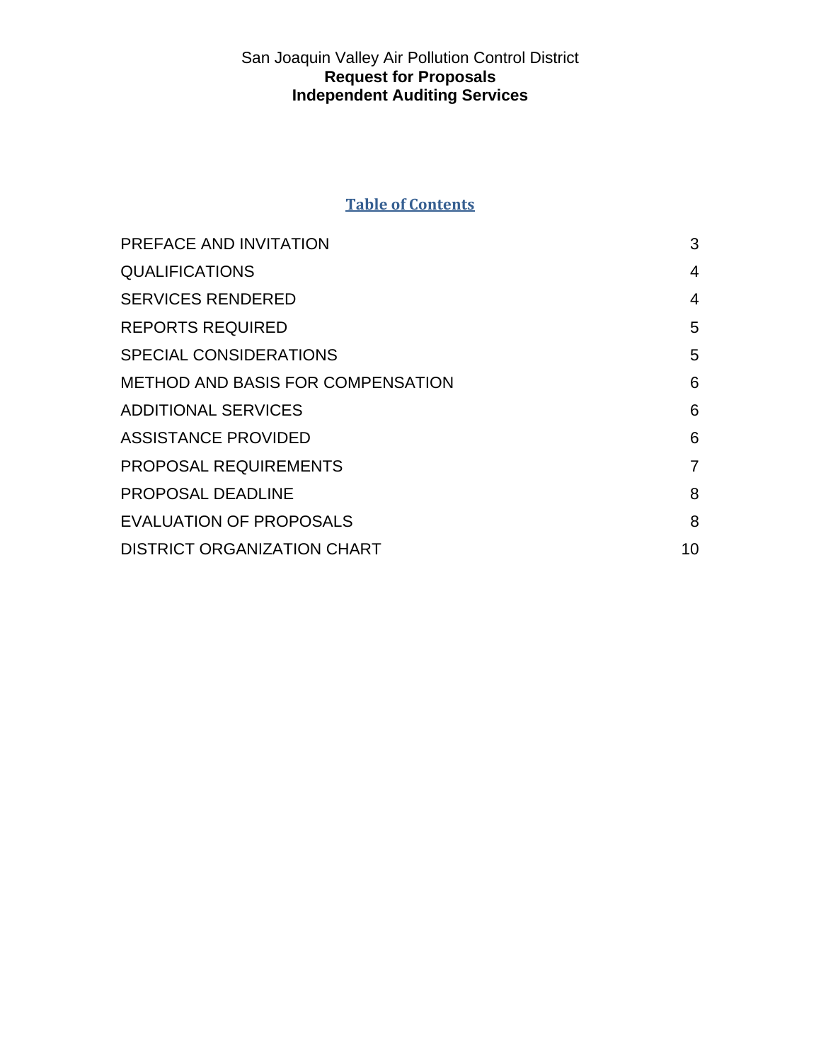San Joaquin Valley Air Pollution Control District

**Request for Proposals**

**Independent Auditing Services**

## Table of Contents

| | |
|---|---|
| PREFACE AND INVITATION | 3 |
| QUALIFICATIONS | 4 |
| SERVICES RENDERED | 4 |
| REPORTS REQUIRED | 5 |
| SPECIAL CONSIDERATIONS | 5 |
| METHOD AND BASIS FOR COMPENSATION | 6 |
| ADDITIONAL SERVICES | 6 |
| ASSISTANCE PROVIDED | 6 |
| PROPOSAL REQUIREMENTS | 7 |
| PROPOSAL DEADLINE | 8 |
| EVALUATION OF PROPOSALS | 8 |
| DISTRICT ORGANIZATION CHART | 10 |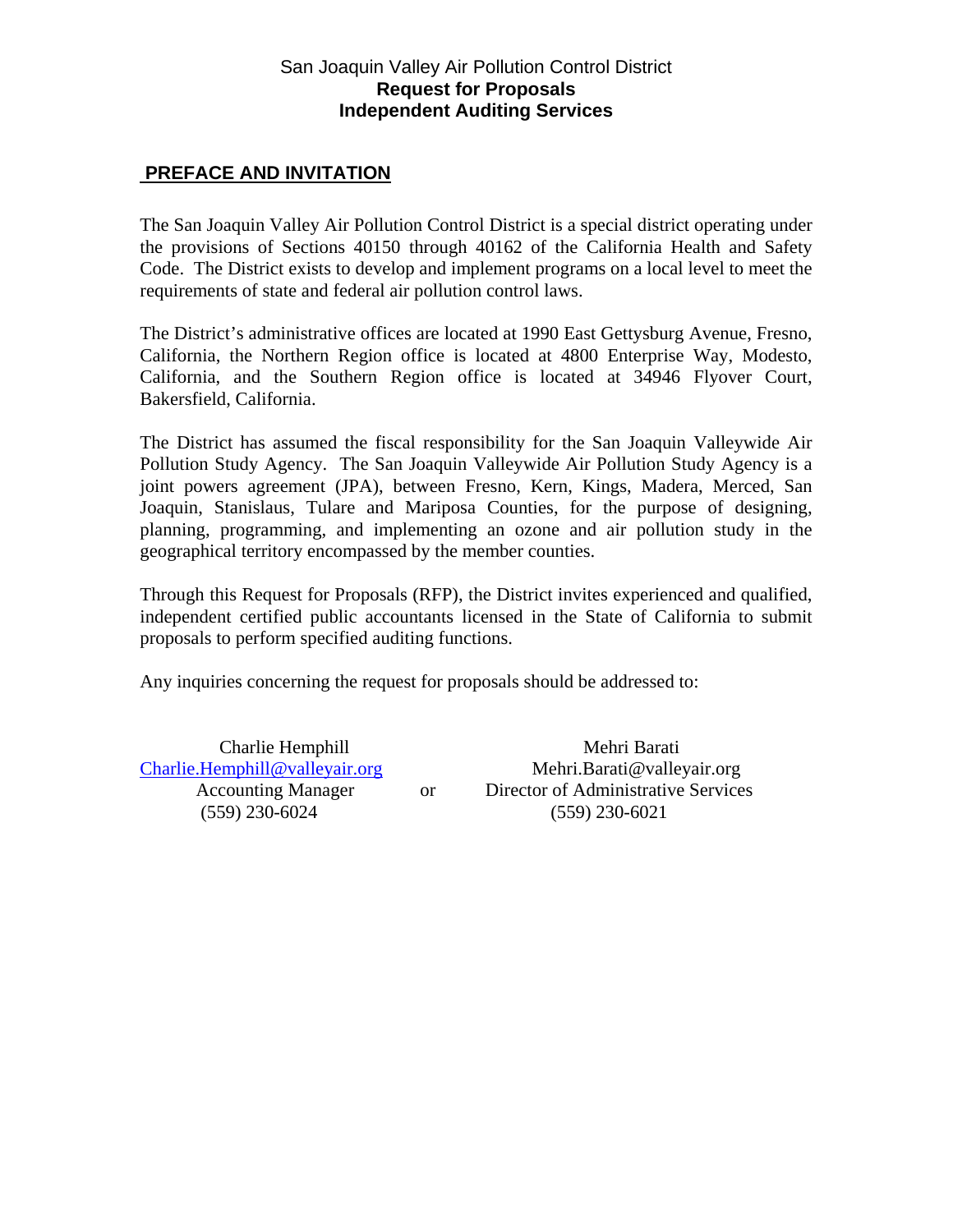San Joaquin Valley Air Pollution Control District

**Request for Proposals**

**Independent Auditing Services**

## PREFACE AND INVITATION

The San Joaquin Valley Air Pollution Control District is a special district operating under the provisions of Sections 40150 through 40162 of the California Health and Safety Code. The District exists to develop and implement programs on a local level to meet the requirements of state and federal air pollution control laws.

The District's administrative offices are located at 1990 East Gettysburg Avenue, Fresno, California, the Northern Region office is located at 4800 Enterprise Way, Modesto, California, and the Southern Region office is located at 34946 Flyover Court, Bakersfield, California.

The District has assumed the fiscal responsibility for the San Joaquin Valleywide Air Pollution Study Agency. The San Joaquin Valleywide Air Pollution Study Agency is a joint powers agreement (JPA), between Fresno, Kern, Kings, Madera, Merced, San Joaquin, Stanislaus, Tulare and Mariposa Counties, for the purpose of designing, planning, programming, and implementing an ozone and air pollution study in the geographical territory encompassed by the member counties.

Through this Request for Proposals (RFP), the District invites experienced and qualified, independent certified public accountants licensed in the State of California to submit proposals to perform specified auditing functions.

Any inquiries concerning the request for proposals should be addressed to:

Charlie Hemphill
Charlie.Hemphill@valleyair.org
Accounting Manager
(559) 230-6024

or

Mehri Barati
Mehri.Barati@valleyair.org
Director of Administrative Services
(559) 230-6021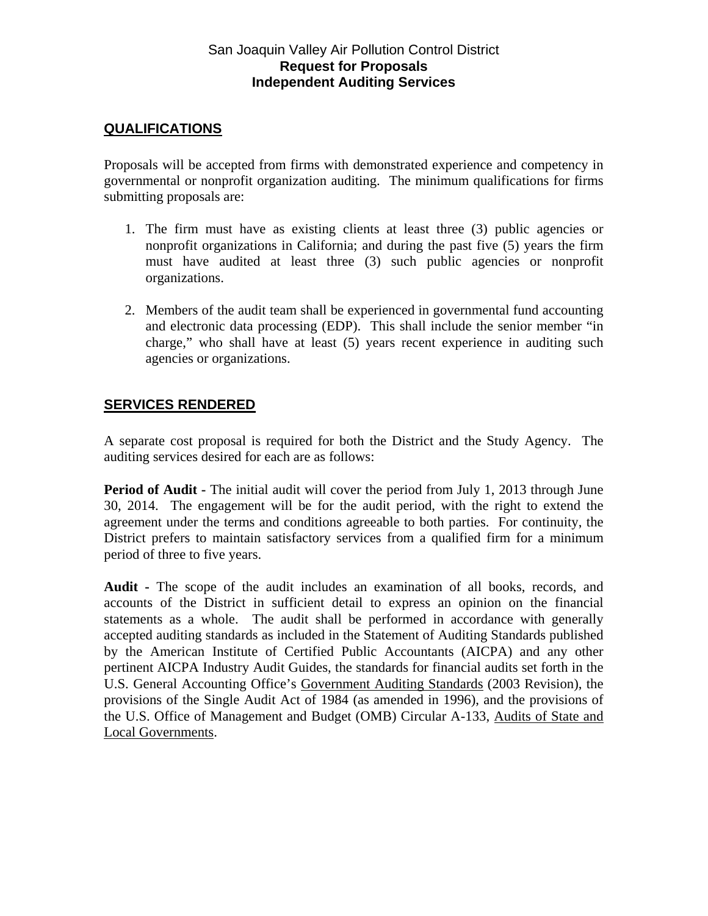San Joaquin Valley Air Pollution Control District
**Request for Proposals**
**Independent Auditing Services**

## QUALIFICATIONS

Proposals will be accepted from firms with demonstrated experience and competency in governmental or nonprofit organization auditing. The minimum qualifications for firms submitting proposals are:

1. The firm must have as existing clients at least three (3) public agencies or nonprofit organizations in California; and during the past five (5) years the firm must have audited at least three (3) such public agencies or nonprofit organizations.

2. Members of the audit team shall be experienced in governmental fund accounting and electronic data processing (EDP). This shall include the senior member "in charge," who shall have at least (5) years recent experience in auditing such agencies or organizations.

## SERVICES RENDERED

A separate cost proposal is required for both the District and the Study Agency. The auditing services desired for each are as follows:

**Period of Audit -** The initial audit will cover the period from July 1, 2013 through June 30, 2014. The engagement will be for the audit period, with the right to extend the agreement under the terms and conditions agreeable to both parties. For continuity, the District prefers to maintain satisfactory services from a qualified firm for a minimum period of three to five years.

**Audit -** The scope of the audit includes an examination of all books, records, and accounts of the District in sufficient detail to express an opinion on the financial statements as a whole. The audit shall be performed in accordance with generally accepted auditing standards as included in the Statement of Auditing Standards published by the American Institute of Certified Public Accountants (AICPA) and any other pertinent AICPA Industry Audit Guides, the standards for financial audits set forth in the U.S. General Accounting Office's Government Auditing Standards (2003 Revision), the provisions of the Single Audit Act of 1984 (as amended in 1996), and the provisions of the U.S. Office of Management and Budget (OMB) Circular A-133, Audits of State and Local Governments.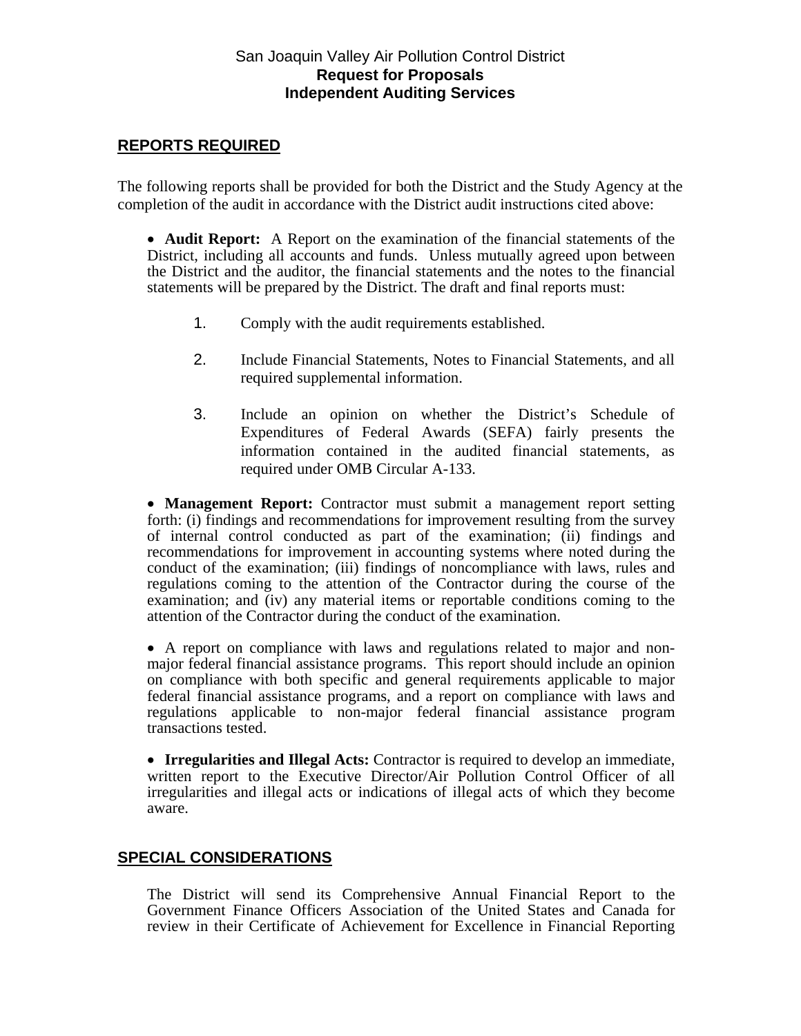## REPORTS REQUIRED

The following reports shall be provided for both the District and the Study Agency at the completion of the audit in accordance with the District audit instructions cited above:

- **Audit Report:** A Report on the examination of the financial statements of the District, including all accounts and funds. Unless mutually agreed upon between the District and the auditor, the financial statements and the notes to the financial statements will be prepared by the District. The draft and final reports must:

    1. Comply with the audit requirements established.
    2. Include Financial Statements, Notes to Financial Statements, and all required supplemental information.
    3. Include an opinion on whether the District's Schedule of Expenditures of Federal Awards (SEFA) fairly presents the information contained in the audited financial statements, as required under OMB Circular A-133.

- **Management Report:** Contractor must submit a management report setting forth: (i) findings and recommendations for improvement resulting from the survey of internal control conducted as part of the examination; (ii) findings and recommendations for improvement in accounting systems where noted during the conduct of the examination; (iii) findings of noncompliance with laws, rules and regulations coming to the attention of the Contractor during the course of the examination; and (iv) any material items or reportable conditions coming to the attention of the Contractor during the conduct of the examination.

- A report on compliance with laws and regulations related to major and non-major federal financial assistance programs. This report should include an opinion on compliance with both specific and general requirements applicable to major federal financial assistance programs, and a report on compliance with laws and regulations applicable to non-major federal financial assistance program transactions tested.

- **Irregularities and Illegal Acts:** Contractor is required to develop an immediate, written report to the Executive Director/Air Pollution Control Officer of all irregularities and illegal acts or indications of illegal acts of which they become aware.

## SPECIAL CONSIDERATIONS

The District will send its Comprehensive Annual Financial Report to the Government Finance Officers Association of the United States and Canada for review in their Certificate of Achievement for Excellence in Financial Reporting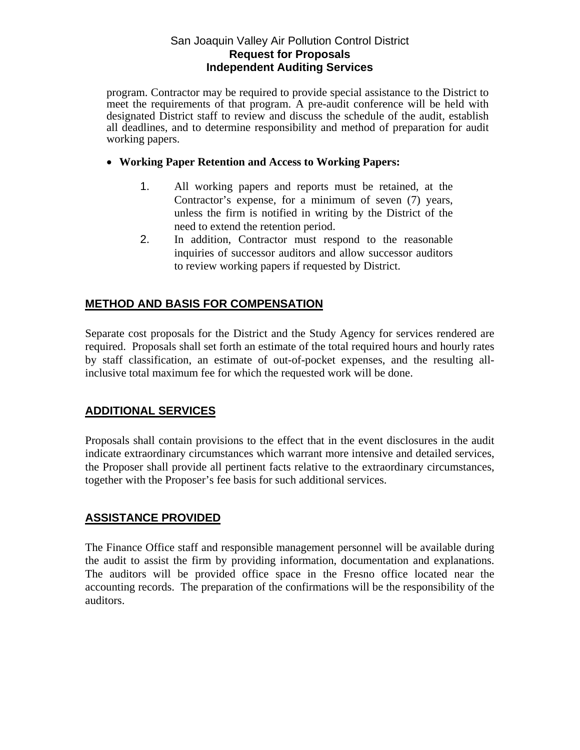program. Contractor may be required to provide special assistance to the District to meet the requirements of that program. A pre-audit conference will be held with designated District staff to review and discuss the schedule of the audit, establish all deadlines, and to determine responsibility and method of preparation for audit working papers.

- **Working Paper Retention and Access to Working Papers:**

  1. All working papers and reports must be retained, at the Contractor's expense, for a minimum of seven (7) years, unless the firm is notified in writing by the District of the need to extend the retention period.
  2. In addition, Contractor must respond to the reasonable inquiries of successor auditors and allow successor auditors to review working papers if requested by District.

## METHOD AND BASIS FOR COMPENSATION

Separate cost proposals for the District and the Study Agency for services rendered are required. Proposals shall set forth an estimate of the total required hours and hourly rates by staff classification, an estimate of out-of-pocket expenses, and the resulting all-inclusive total maximum fee for which the requested work will be done.

## ADDITIONAL SERVICES

Proposals shall contain provisions to the effect that in the event disclosures in the audit indicate extraordinary circumstances which warrant more intensive and detailed services, the Proposer shall provide all pertinent facts relative to the extraordinary circumstances, together with the Proposer's fee basis for such additional services.

## ASSISTANCE PROVIDED

The Finance Office staff and responsible management personnel will be available during the audit to assist the firm by providing information, documentation and explanations. The auditors will be provided office space in the Fresno office located near the accounting records. The preparation of the confirmations will be the responsibility of the auditors.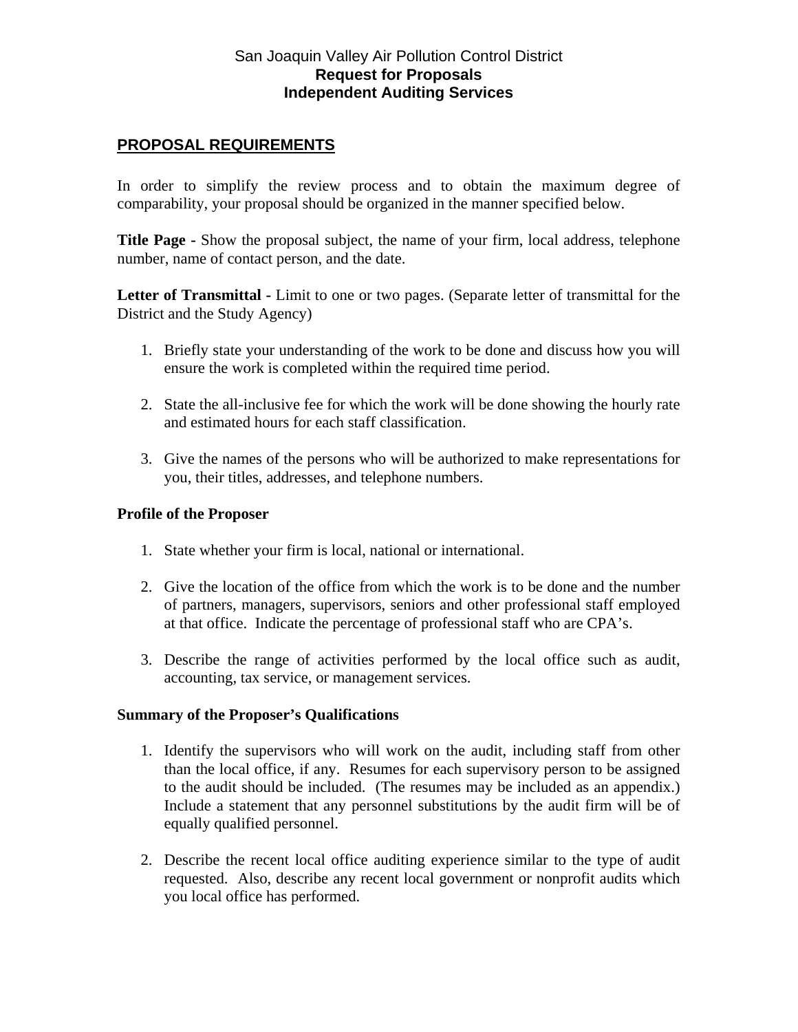San Joaquin Valley Air Pollution Control District
**Request for Proposals**
**Independent Auditing Services**

## PROPOSAL REQUIREMENTS

In order to simplify the review process and to obtain the maximum degree of comparability, your proposal should be organized in the manner specified below.

**Title Page -** Show the proposal subject, the name of your firm, local address, telephone number, name of contact person, and the date.

**Letter of Transmittal -** Limit to one or two pages. (Separate letter of transmittal for the District and the Study Agency)

1. Briefly state your understanding of the work to be done and discuss how you will ensure the work is completed within the required time period.

2. State the all-inclusive fee for which the work will be done showing the hourly rate and estimated hours for each staff classification.

3. Give the names of the persons who will be authorized to make representations for you, their titles, addresses, and telephone numbers.

**Profile of the Proposer**

1. State whether your firm is local, national or international.

2. Give the location of the office from which the work is to be done and the number of partners, managers, supervisors, seniors and other professional staff employed at that office. Indicate the percentage of professional staff who are CPA's.

3. Describe the range of activities performed by the local office such as audit, accounting, tax service, or management services.

**Summary of the Proposer's Qualifications**

1. Identify the supervisors who will work on the audit, including staff from other than the local office, if any. Resumes for each supervisory person to be assigned to the audit should be included. (The resumes may be included as an appendix.) Include a statement that any personnel substitutions by the audit firm will be of equally qualified personnel.

2. Describe the recent local office auditing experience similar to the type of audit requested. Also, describe any recent local government or nonprofit audits which you local office has performed.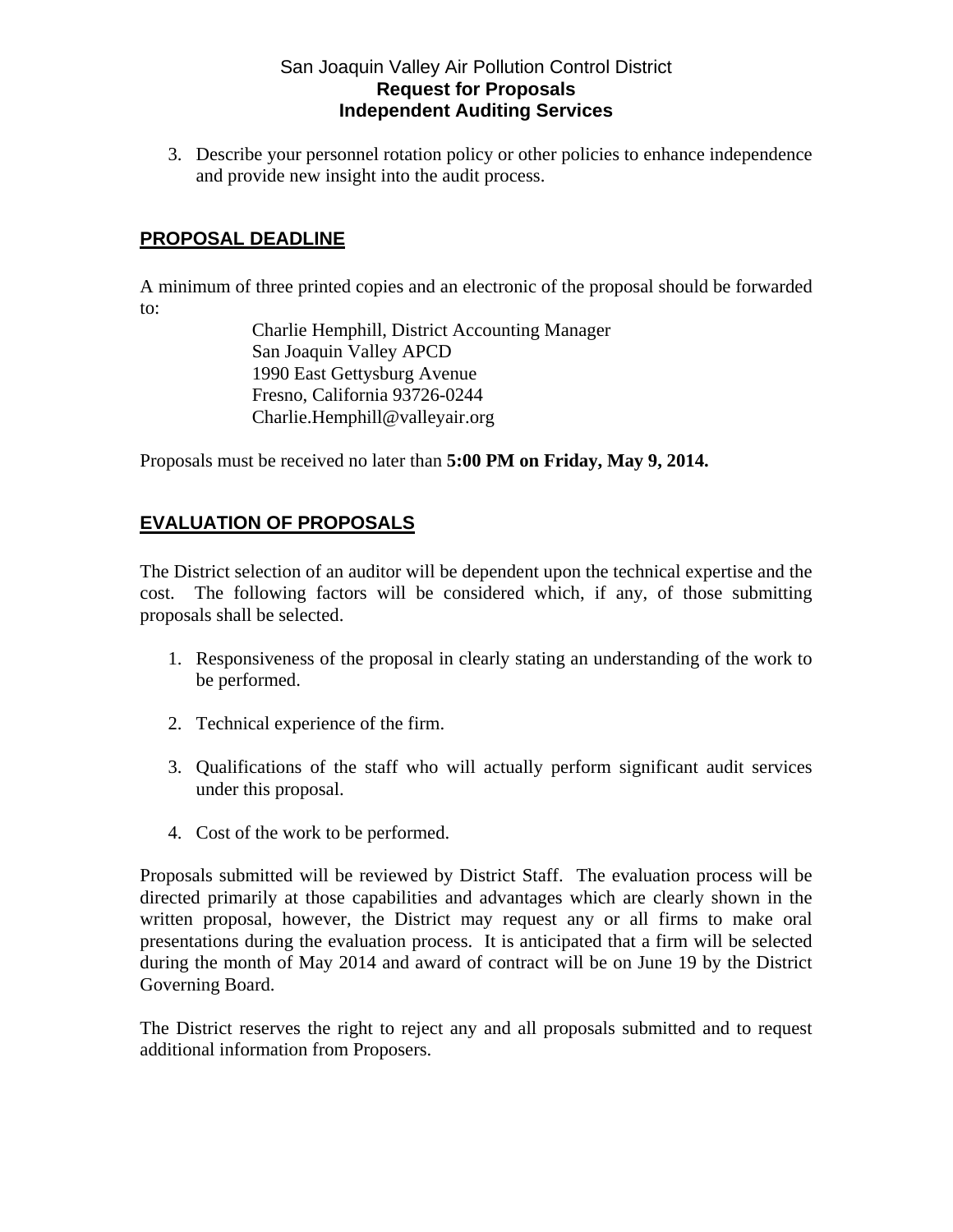3. Describe your personnel rotation policy or other policies to enhance independence and provide new insight into the audit process.

## PROPOSAL DEADLINE

A minimum of three printed copies and an electronic of the proposal should be forwarded to:

Charlie Hemphill, District Accounting Manager
San Joaquin Valley APCD
1990 East Gettysburg Avenue
Fresno, California 93726-0244
Charlie.Hemphill@valleyair.org

Proposals must be received no later than **5:00 PM on Friday, May 9, 2014.**

## EVALUATION OF PROPOSALS

The District selection of an auditor will be dependent upon the technical expertise and the cost. The following factors will be considered which, if any, of those submitting proposals shall be selected.

1. Responsiveness of the proposal in clearly stating an understanding of the work to be performed.
2. Technical experience of the firm.
3. Qualifications of the staff who will actually perform significant audit services under this proposal.
4. Cost of the work to be performed.

Proposals submitted will be reviewed by District Staff. The evaluation process will be directed primarily at those capabilities and advantages which are clearly shown in the written proposal, however, the District may request any or all firms to make oral presentations during the evaluation process. It is anticipated that a firm will be selected during the month of May 2014 and award of contract will be on June 19 by the District Governing Board.

The District reserves the right to reject any and all proposals submitted and to request additional information from Proposers.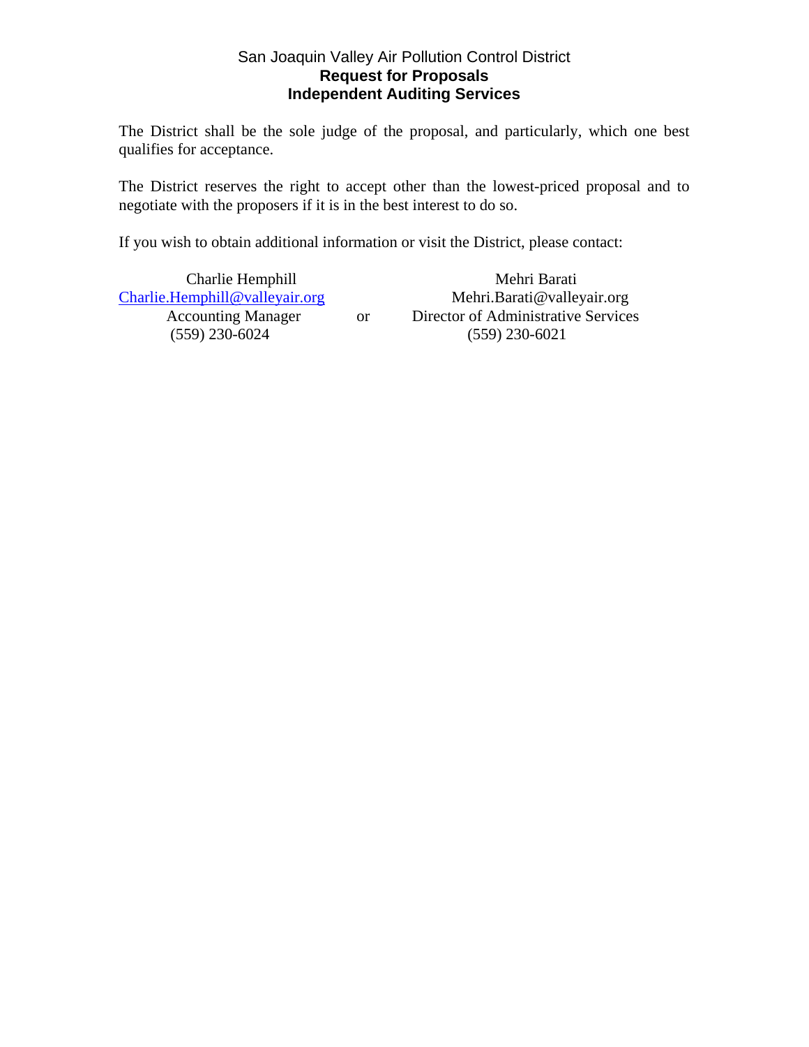The District shall be the sole judge of the proposal, and particularly, which one best qualifies for acceptance.

The District reserves the right to accept other than the lowest-priced proposal and to negotiate with the proposers if it is in the best interest to do so.

If you wish to obtain additional information or visit the District, please contact:

| | | |
|---|---|---|
| Charlie Hemphill | | Mehri Barati |
| Charlie.Hemphill@valleyair.org | | Mehri.Barati@valleyair.org |
| Accounting Manager | or | Director of Administrative Services |
| (559) 230-6024 | | (559) 230-6021 |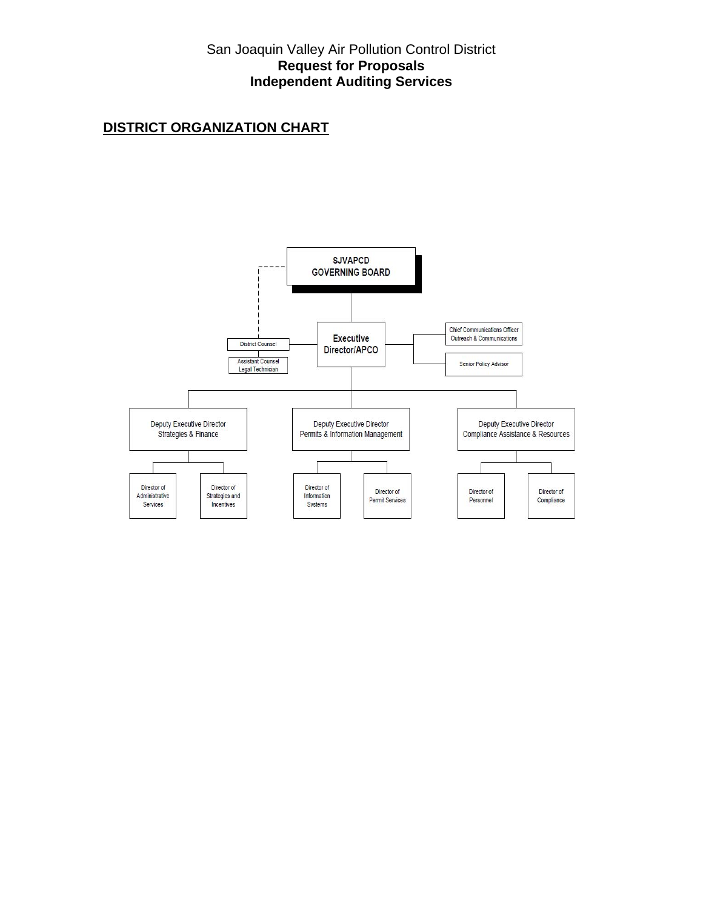San Joaquin Valley Air Pollution Control District
**Request for Proposals**
**Independent Auditing Services**

## DISTRICT ORGANIZATION CHART

SJVAPCD GOVERNING BOARD

District Counsel

Assistant Counsel
Legal Technician

Executive Director/APCO

Chief Communications Officer
Outreach & Communications

Senior Policy Advisor

Deputy Executive Director
Strategies & Finance

Deputy Executive Director
Permits & Information Management

Deputy Executive Director
Compliance Assistance & Resources

Director of Administrative Services

Director of Strategies and Incentives

Director of Information Systems

Director of Permit Services

Director of Personnel

Director of Compliance